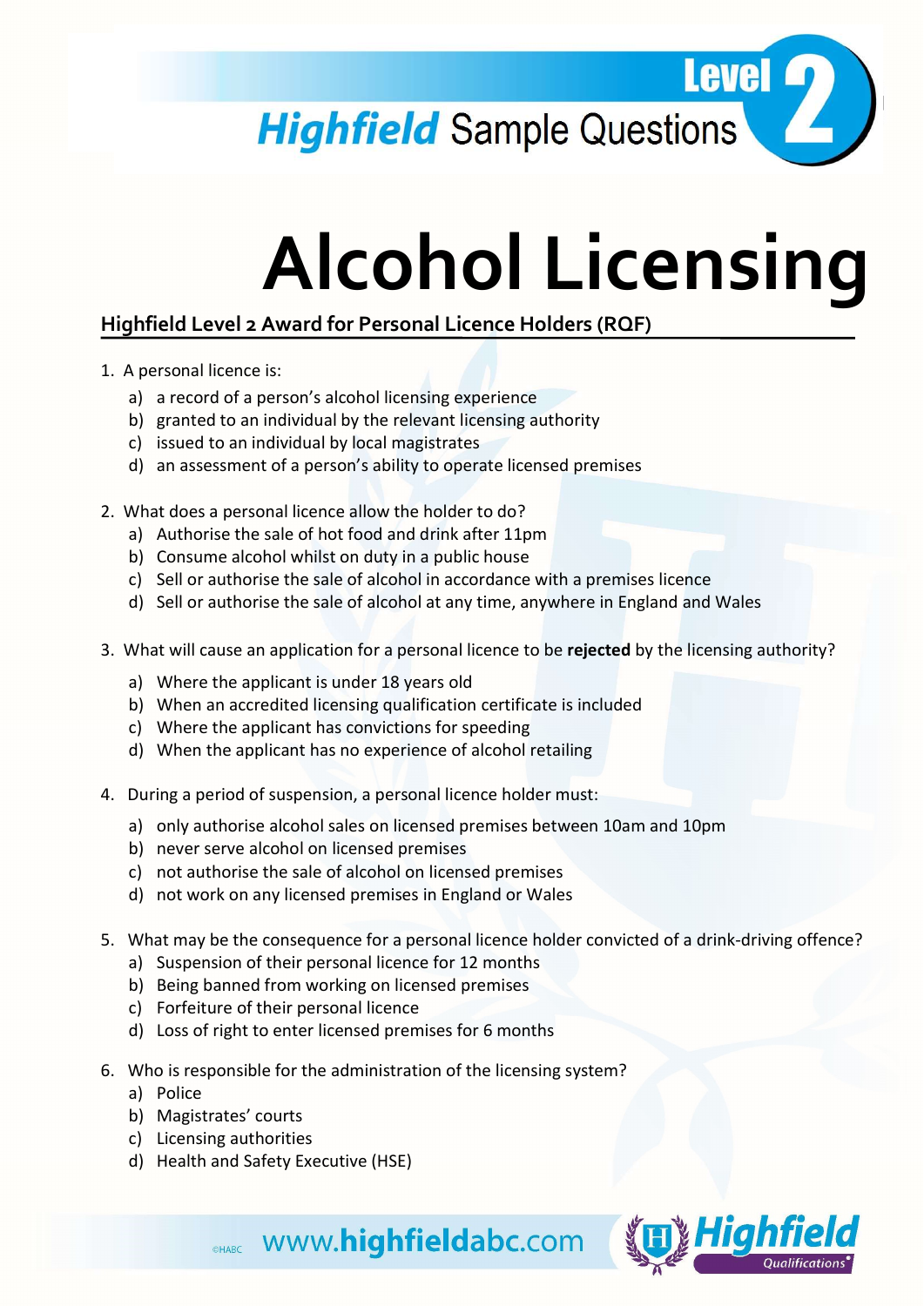# Highfield Sample Questions — Level 2

# Alcohol Licensing

## Highfield Level 2 Award for Personal Licence Holders (RQF)

1. A personal licence is:
   a) a record of a person's alcohol licensing experience
   b) granted to an individual by the relevant licensing authority
   c) issued to an individual by local magistrates
   d) an assessment of a person's ability to operate licensed premises

2. What does a personal licence allow the holder to do?
   a) Authorise the sale of hot food and drink after 11pm
   b) Consume alcohol whilst on duty in a public house
   c) Sell or authorise the sale of alcohol in accordance with a premises licence
   d) Sell or authorise the sale of alcohol at any time, anywhere in England and Wales

3. What will cause an application for a personal licence to be **rejected** by the licensing authority?
   a) Where the applicant is under 18 years old
   b) When an accredited licensing qualification certificate is included
   c) Where the applicant has convictions for speeding
   d) When the applicant has no experience of alcohol retailing

4. During a period of suspension, a personal licence holder must:
   a) only authorise alcohol sales on licensed premises between 10am and 10pm
   b) never serve alcohol on licensed premises
   c) not authorise the sale of alcohol on licensed premises
   d) not work on any licensed premises in England or Wales

5. What may be the consequence for a personal licence holder convicted of a drink-driving offence?
   a) Suspension of their personal licence for 12 months
   b) Being banned from working on licensed premises
   c) Forfeiture of their personal licence
   d) Loss of right to enter licensed premises for 6 months

6. Who is responsible for the administration of the licensing system?
   a) Police
   b) Magistrates' courts
   c) Licensing authorities
   d) Health and Safety Executive (HSE)

©HABC www.highfieldabc.com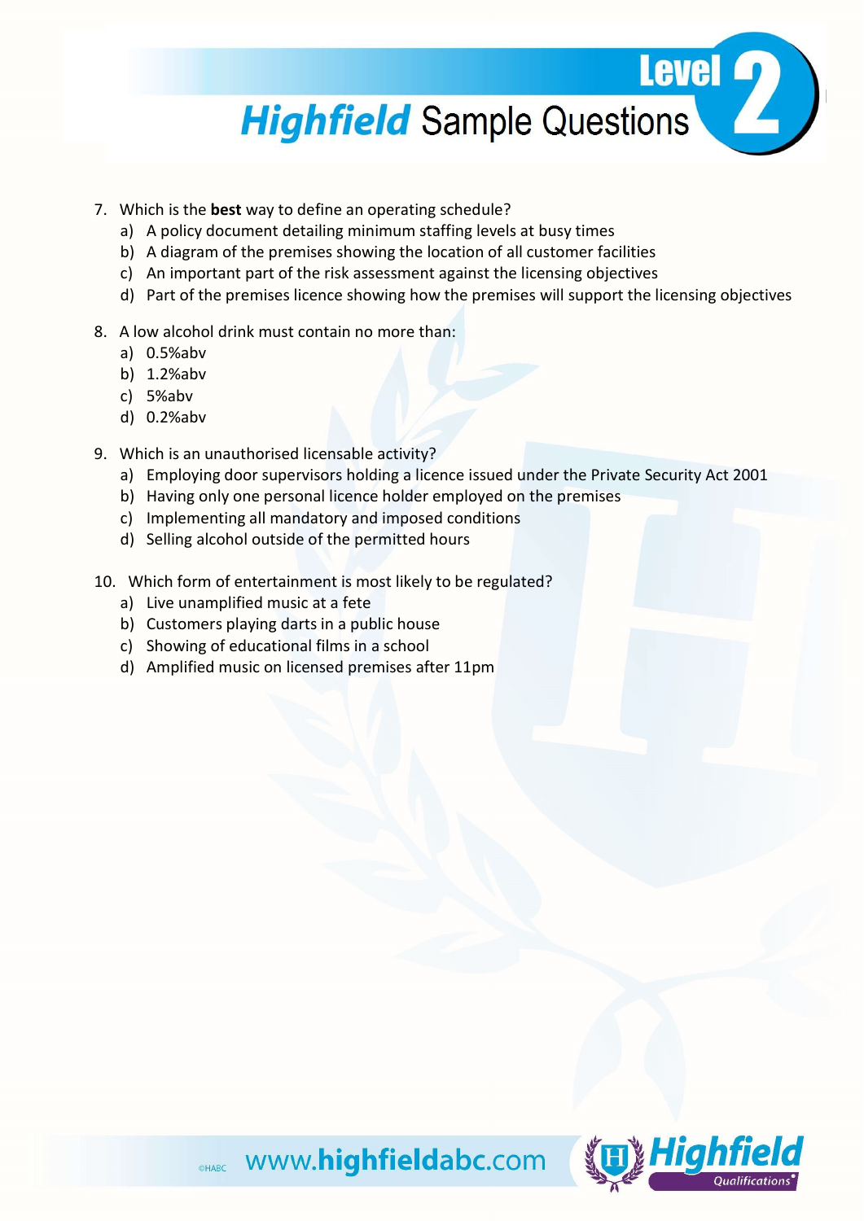7. Which is the **best** way to define an operating schedule?
   a) A policy document detailing minimum staffing levels at busy times
   b) A diagram of the premises showing the location of all customer facilities
   c) An important part of the risk assessment against the licensing objectives
   d) Part of the premises licence showing how the premises will support the licensing objectives

8. A low alcohol drink must contain no more than:
   a) 0.5%abv
   b) 1.2%abv
   c) 5%abv
   d) 0.2%abv

9. Which is an unauthorised licensable activity?
   a) Employing door supervisors holding a licence issued under the Private Security Act 2001
   b) Having only one personal licence holder employed on the premises
   c) Implementing all mandatory and imposed conditions
   d) Selling alcohol outside of the permitted hours

10. Which form of entertainment is most likely to be regulated?
    a) Live unamplified music at a fete
    b) Customers playing darts in a public house
    c) Showing of educational films in a school
    d) Amplified music on licensed premises after 11pm